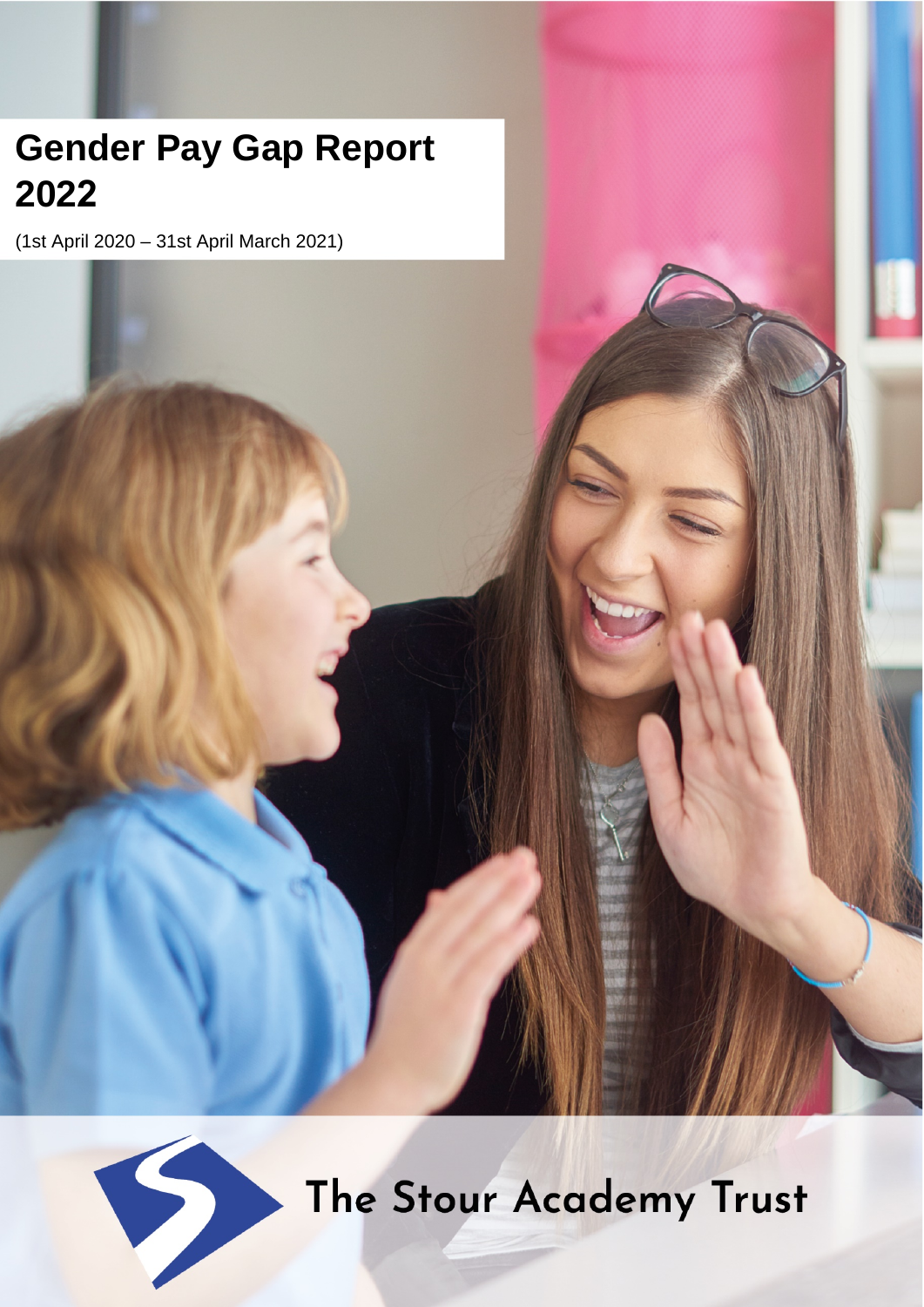# Gender Pay Gap Report 2022

(1st April 2020 – 31st April March 2021)

The Stour Academy Trust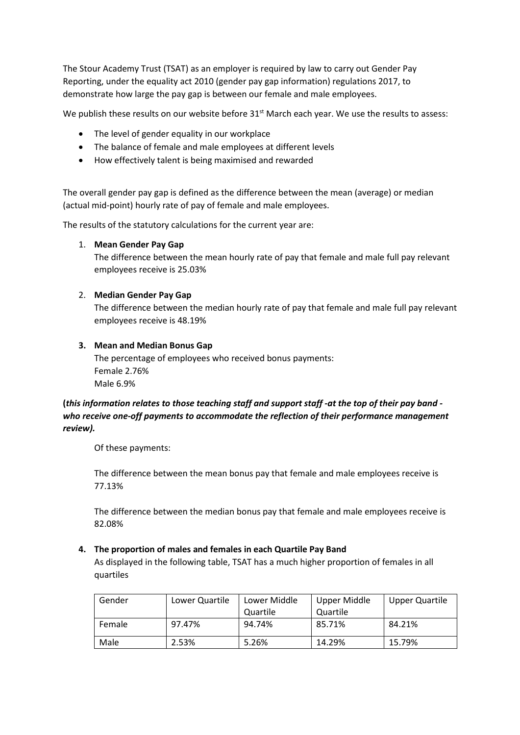The Stour Academy Trust (TSAT) as an employer is required by law to carry out Gender Pay Reporting, under the equality act 2010 (gender pay gap information) regulations 2017, to demonstrate how large the pay gap is between our female and male employees.

We publish these results on our website before 31st March each year. We use the results to assess:

- The level of gender equality in our workplace
- The balance of female and male employees at different levels
- How effectively talent is being maximised and rewarded

The overall gender pay gap is defined as the difference between the mean (average) or median (actual mid-point) hourly rate of pay of female and male employees.

The results of the statutory calculations for the current year are:

1. **Mean Gender Pay Gap**

   The difference between the mean hourly rate of pay that female and male full pay relevant employees receive is 25.03%

2. **Median Gender Pay Gap**

   The difference between the median hourly rate of pay that female and male full pay relevant employees receive is 48.19%

3. **Mean and Median Bonus Gap**

   The percentage of employees who received bonus payments:
   Female 2.76%
   Male 6.9%

**(*this information relates to those teaching staff and support staff -at the top of their pay band - who receive one-off payments to accommodate the reflection of their performance management review).***

   Of these payments:

   The difference between the mean bonus pay that female and male employees receive is 77.13%

   The difference between the median bonus pay that female and male employees receive is 82.08%

4. **The proportion of males and females in each Quartile Pay Band**

   As displayed in the following table, TSAT has a much higher proportion of females in all quartiles

| Gender | Lower Quartile | Lower Middle Quartile | Upper Middle Quartile | Upper Quartile |
|---|---|---|---|---|
| Female | 97.47% | 94.74% | 85.71% | 84.21% |
| Male | 2.53% | 5.26% | 14.29% | 15.79% |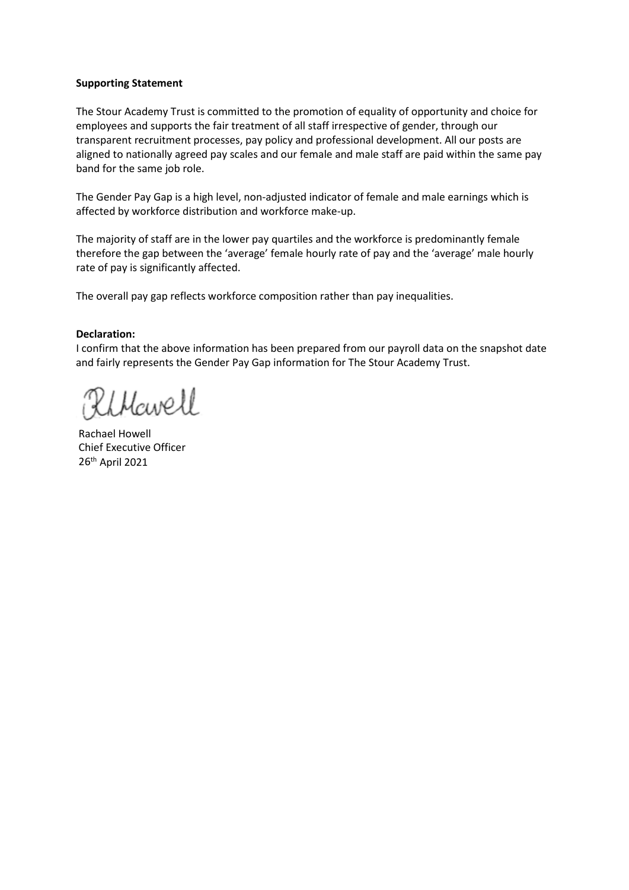**Supporting Statement**

The Stour Academy Trust is committed to the promotion of equality of opportunity and choice for employees and supports the fair treatment of all staff irrespective of gender, through our transparent recruitment processes, pay policy and professional development. All our posts are aligned to nationally agreed pay scales and our female and male staff are paid within the same pay band for the same job role.

The Gender Pay Gap is a high level, non-adjusted indicator of female and male earnings which is affected by workforce distribution and workforce make-up.

The majority of staff are in the lower pay quartiles and the workforce is predominantly female therefore the gap between the 'average' female hourly rate of pay and the 'average' male hourly rate of pay is significantly affected.

The overall pay gap reflects workforce composition rather than pay inequalities.

**Declaration:**
I confirm that the above information has been prepared from our payroll data on the snapshot date and fairly represents the Gender Pay Gap information for The Stour Academy Trust.

RHowell

Rachael Howell
Chief Executive Officer
26th April 2021